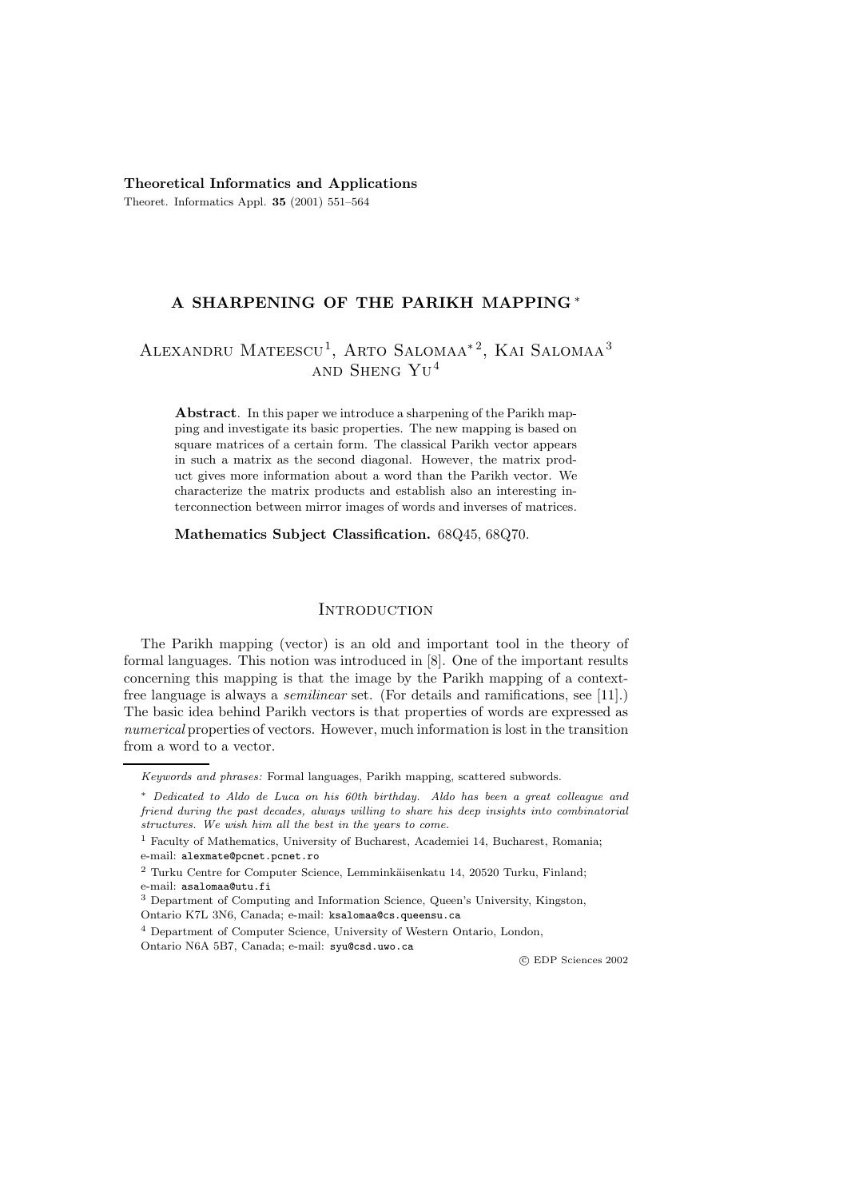**Theoretical Informatics and Applications**

# A SHARPENING OF THE PARIKH MAPPING [*]

Alexandru Mateescu[1], Arto Salomaa[*2], Kai Salomaa[3] and Sheng Yu[4]

**Abstract**. In this paper we introduce a sharpening of the Parikh mapping and investigate its basic properties. The new mapping is based on square matrices of a certain form. The classical Parikh vector appears in such a matrix as the second diagonal. However, the matrix product gives more information about a word than the Parikh vector. We characterize the matrix products and establish also an interesting interconnection between mirror images of words and inverses of matrices.

**Mathematics Subject Classification.** 68Q45, 68Q70.

## Introduction

The Parikh mapping (vector) is an old and important tool in the theory of formal languages. This notion was introduced in [8]. One of the important results concerning this mapping is that the image by the Parikh mapping of a context-free language is always a *semilinear* set. (For details and ramifications, see [11].) The basic idea behind Parikh vectors is that properties of words are expressed as *numerical* properties of vectors. However, much information is lost in the transition from a word to a vector.

---

*Keywords and phrases:* Formal languages, Parikh mapping, scattered subwords.

[*] *Dedicated to Aldo de Luca on his 60th birthday. Aldo has been a great colleague and friend during the past decades, always willing to share his deep insights into combinatorial structures. We wish him all the best in the years to come.*

[1] Faculty of Mathematics, University of Bucharest, Academiei 14, Bucharest, Romania; e-mail: alexmate@pcnet.pcnet.ro

[2] Turku Centre for Computer Science, Lemminkäisenkatu 14, 20520 Turku, Finland; e-mail: asalomaa@utu.fi

[3] Department of Computing and Information Science, Queen's University, Kingston, Ontario K7L 3N6, Canada; e-mail: ksalomaa@cs.queensu.ca

[4] Department of Computer Science, University of Western Ontario, London, Ontario N6A 5B7, Canada; e-mail: syu@csd.uwo.ca

© EDP Sciences 2002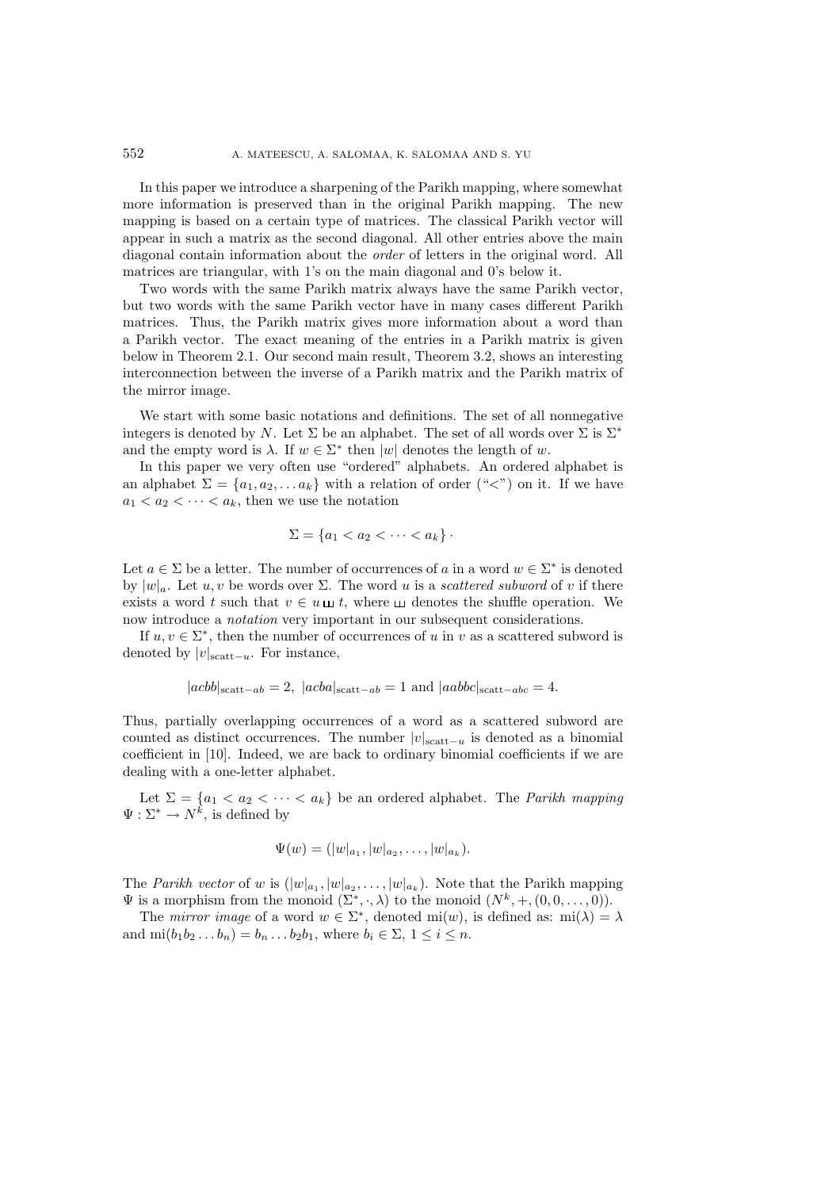In this paper we introduce a sharpening of the Parikh mapping, where somewhat more information is preserved than in the original Parikh mapping. The new mapping is based on a certain type of matrices. The classical Parikh vector will appear in such a matrix as the second diagonal. All other entries above the main diagonal contain information about the *order* of letters in the original word. All matrices are triangular, with 1's on the main diagonal and 0's below it.

Two words with the same Parikh matrix always have the same Parikh vector, but two words with the same Parikh vector have in many cases different Parikh matrices. Thus, the Parikh matrix gives more information about a word than a Parikh vector. The exact meaning of the entries in a Parikh matrix is given below in Theorem 2.1. Our second main result, Theorem 3.2, shows an interesting interconnection between the inverse of a Parikh matrix and the Parikh matrix of the mirror image.

We start with some basic notations and definitions. The set of all nonnegative integers is denoted by $N$. Let $\Sigma$ be an alphabet. The set of all words over $\Sigma$ is $\Sigma^*$ and the empty word is $\lambda$. If $w \in \Sigma^*$ then $|w|$ denotes the length of $w$.

In this paper we very often use "ordered" alphabets. An ordered alphabet is an alphabet $\Sigma = \{a_1, a_2, \dots a_k\}$ with a relation of order ("$<$") on it. If we have $a_1 < a_2 < \cdots < a_k$, then we use the notation

$$\Sigma = \{a_1 < a_2 < \cdots < a_k\} \cdot$$

Let $a \in \Sigma$ be a letter. The number of occurrences of $a$ in a word $w \in \Sigma^*$ is denoted by $|w|_a$. Let $u, v$ be words over $\Sigma$. The word $u$ is a *scattered subword* of $v$ if there exists a word $t$ such that $v \in u \sqcup\!\sqcup\, t$, where $\sqcup\!\sqcup$ denotes the shuffle operation. We now introduce a *notation* very important in our subsequent considerations.

If $u, v \in \Sigma^*$, then the number of occurrences of $u$ in $v$ as a scattered subword is denoted by $|v|_{\text{scatt}-u}$. For instance,

$$|acbb|_{\text{scatt}-ab} = 2, \; |acba|_{\text{scatt}-ab} = 1 \text{ and } |aabbc|_{\text{scatt}-abc} = 4.$$

Thus, partially overlapping occurrences of a word as a scattered subword are counted as distinct occurrences. The number $|v|_{\text{scatt}-u}$ is denoted as a binomial coefficient in [10]. Indeed, we are back to ordinary binomial coefficients if we are dealing with a one-letter alphabet.

Let $\Sigma = \{a_1 < a_2 < \cdots < a_k\}$ be an ordered alphabet. The *Parikh mapping* $\Psi : \Sigma^* \to N^k$, is defined by

$$\Psi(w) = (|w|_{a_1}, |w|_{a_2}, \dots, |w|_{a_k}).$$

The *Parikh vector* of $w$ is $(|w|_{a_1}, |w|_{a_2}, \dots, |w|_{a_k})$. Note that the Parikh mapping $\Psi$ is a morphism from the monoid $(\Sigma^*, \cdot, \lambda)$ to the monoid $(N^k, +, (0, 0, \dots, 0))$.

The *mirror image* of a word $w \in \Sigma^*$, denoted $\text{mi}(w)$, is defined as: $\text{mi}(\lambda) = \lambda$ and $\text{mi}(b_1 b_2 \dots b_n) = b_n \dots b_2 b_1$, where $b_i \in \Sigma$, $1 \le i \le n$.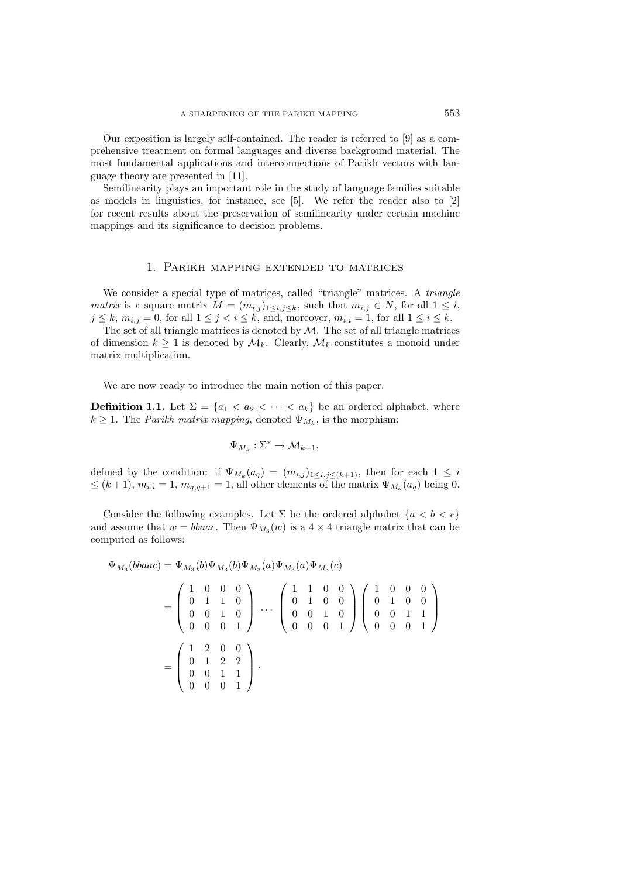Our exposition is largely self-contained. The reader is referred to [9] as a comprehensive treatment on formal languages and diverse background material. The most fundamental applications and interconnections of Parikh vectors with language theory are presented in [11].

Semilinearity plays an important role in the study of language families suitable as models in linguistics, for instance, see [5]. We refer the reader also to [2] for recent results about the preservation of semilinearity under certain machine mappings and its significance to decision problems.

## 1. Parikh mapping extended to matrices

We consider a special type of matrices, called "triangle" matrices. A *triangle matrix* is a square matrix $M = (m_{i,j})_{1\le i,j\le k}$, such that $m_{i,j} \in N$, for all $1 \le i$, $j \le k$, $m_{i,j} = 0$, for all $1 \le j < i \le k$, and, moreover, $m_{i,i} = 1$, for all $1 \le i \le k$.

The set of all triangle matrices is denoted by $\mathcal{M}$. The set of all triangle matrices of dimension $k \ge 1$ is denoted by $\mathcal{M}_k$. Clearly, $\mathcal{M}_k$ constitutes a monoid under matrix multiplication.

We are now ready to introduce the main notion of this paper.

**Definition 1.1.** Let $\Sigma = \{a_1 < a_2 < \cdots < a_k\}$ be an ordered alphabet, where $k \ge 1$. The *Parikh matrix mapping*, denoted $\Psi_{M_k}$, is the morphism:

$$\Psi_{M_k} : \Sigma^* \to \mathcal{M}_{k+1},$$

defined by the condition: if $\Psi_{M_k}(a_q) = (m_{i,j})_{1\le i,j\le (k+1)}$, then for each $1 \le i \le (k+1)$, $m_{i,i} = 1$, $m_{q,q+1} = 1$, all other elements of the matrix $\Psi_{M_k}(a_q)$ being 0.

Consider the following examples. Let $\Sigma$ be the ordered alphabet $\{a < b < c\}$ and assume that $w = bbaac$. Then $\Psi_{M_3}(w)$ is a $4 \times 4$ triangle matrix that can be computed as follows:

$$\Psi_{M_3}(bbaac) = \Psi_{M_3}(b)\Psi_{M_3}(b)\Psi_{M_3}(a)\Psi_{M_3}(a)\Psi_{M_3}(c)$$

$$= \begin{pmatrix} 1 & 0 & 0 & 0 \\ 0 & 1 & 1 & 0 \\ 0 & 0 & 1 & 0 \\ 0 & 0 & 0 & 1 \end{pmatrix} \cdots \begin{pmatrix} 1 & 1 & 0 & 0 \\ 0 & 1 & 0 & 0 \\ 0 & 0 & 1 & 0 \\ 0 & 0 & 0 & 1 \end{pmatrix} \begin{pmatrix} 1 & 0 & 0 & 0 \\ 0 & 1 & 0 & 0 \\ 0 & 0 & 1 & 1 \\ 0 & 0 & 0 & 1 \end{pmatrix}$$

$$= \begin{pmatrix} 1 & 2 & 0 & 0 \\ 0 & 1 & 2 & 2 \\ 0 & 0 & 1 & 1 \\ 0 & 0 & 0 & 1 \end{pmatrix}.$$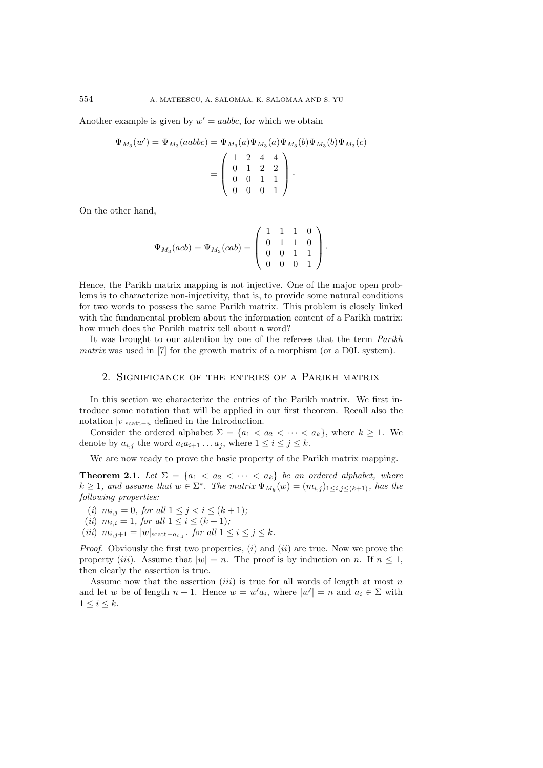Another example is given by $w' = aabbc$, for which we obtain

$$\Psi_{M_3}(w') = \Psi_{M_3}(aabbc) = \Psi_{M_3}(a)\Psi_{M_3}(a)\Psi_{M_3}(b)\Psi_{M_3}(b)\Psi_{M_3}(c)$$
$$= \begin{pmatrix} 1 & 2 & 4 & 4 \\ 0 & 1 & 2 & 2 \\ 0 & 0 & 1 & 1 \\ 0 & 0 & 0 & 1 \end{pmatrix}.$$

On the other hand,

$$\Psi_{M_3}(acb) = \Psi_{M_3}(cab) = \begin{pmatrix} 1 & 1 & 1 & 0 \\ 0 & 1 & 1 & 0 \\ 0 & 0 & 1 & 1 \\ 0 & 0 & 0 & 1 \end{pmatrix}.$$

Hence, the Parikh matrix mapping is not injective. One of the major open problems is to characterize non-injectivity, that is, to provide some natural conditions for two words to possess the same Parikh matrix. This problem is closely linked with the fundamental problem about the information content of a Parikh matrix: how much does the Parikh matrix tell about a word?

It was brought to our attention by one of the referees that the term *Parikh matrix* was used in [7] for the growth matrix of a morphism (or a D0L system).

## 2. Significance of the entries of a Parikh matrix

In this section we characterize the entries of the Parikh matrix. We first introduce some notation that will be applied in our first theorem. Recall also the notation $|v|_{\text{scatt}-u}$ defined in the Introduction.

Consider the ordered alphabet $\Sigma = \{a_1 < a_2 < \cdots < a_k\}$, where $k \geq 1$. We denote by $a_{i,j}$ the word $a_i a_{i+1} \ldots a_j$, where $1 \leq i \leq j \leq k$.

We are now ready to prove the basic property of the Parikh matrix mapping.

**Theorem 2.1.** *Let $\Sigma = \{a_1 < a_2 < \cdots < a_k\}$ be an ordered alphabet, where $k \geq 1$, and assume that $w \in \Sigma^*$. The matrix $\Psi_{M_k}(w) = (m_{i,j})_{1 \leq i,j \leq (k+1)}$, has the following properties:*

(*i*) *$m_{i,j} = 0$, for all $1 \leq j < i \leq (k+1)$;*
(*ii*) *$m_{i,i} = 1$, for all $1 \leq i \leq (k+1)$;*
(*iii*) *$m_{i,j+1} = |w|_{\text{scatt}-a_{i,j}}$. for all $1 \leq i \leq j \leq k$.*

*Proof.* Obviously the first two properties, (*i*) and (*ii*) are true. Now we prove the property (*iii*). Assume that $|w| = n$. The proof is by induction on $n$. If $n \leq 1$, then clearly the assertion is true.

Assume now that the assertion (*iii*) is true for all words of length at most $n$ and let $w$ be of length $n+1$. Hence $w = w'a_i$, where $|w'| = n$ and $a_i \in \Sigma$ with $1 \leq i \leq k$.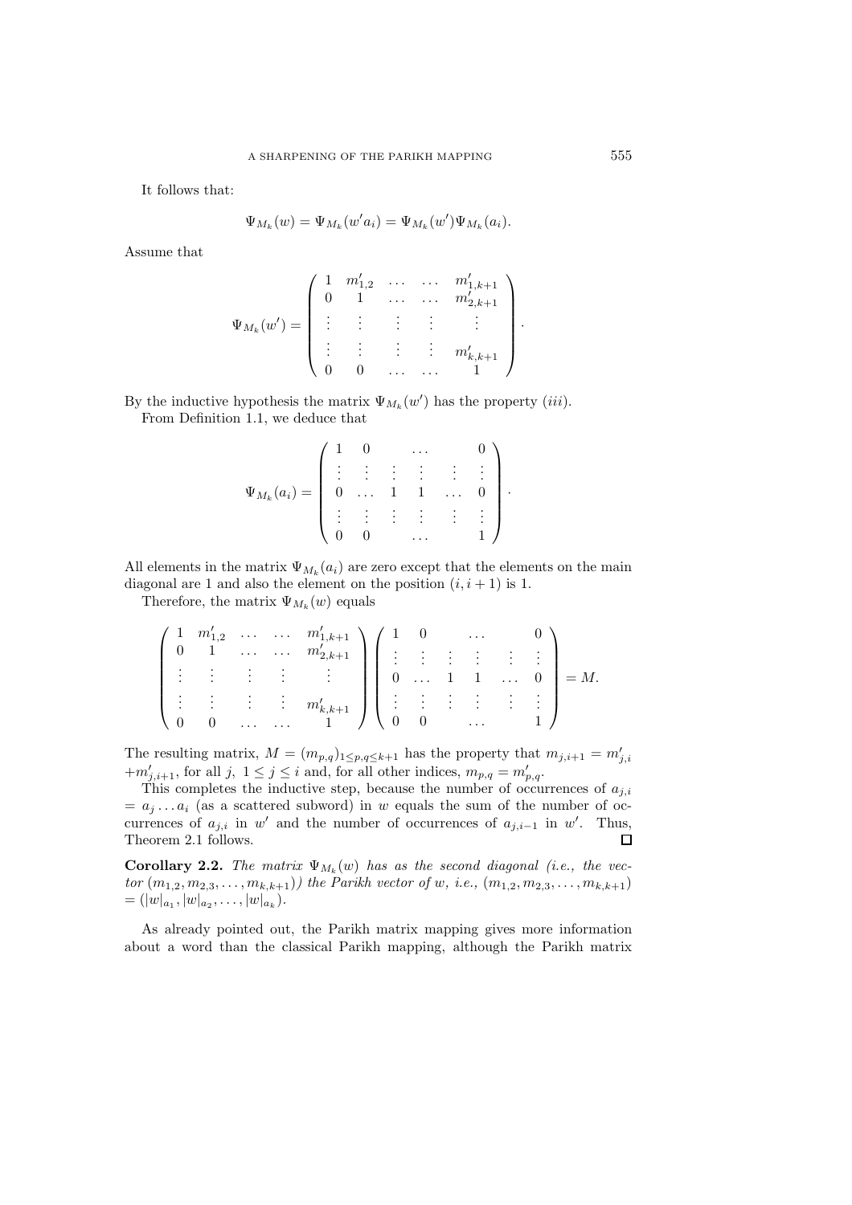It follows that:

$$\Psi_{M_k}(w) = \Psi_{M_k}(w'a_i) = \Psi_{M_k}(w')\Psi_{M_k}(a_i).$$

Assume that

$$\Psi_{M_k}(w') = \left( \begin{array}{ccccc} 1 & m'_{1,2} & \dots & \dots & m'_{1,k+1} \\ 0 & 1 & \dots & \dots & m'_{2,k+1} \\ \vdots & \vdots & \vdots & \vdots & \vdots \\ \vdots & \vdots & \vdots & \vdots & m'_{k,k+1} \\ 0 & 0 & \dots & \dots & 1 \end{array} \right).$$

By the inductive hypothesis the matrix $\Psi_{M_k}(w')$ has the property $(iii)$.

From Definition 1.1, we deduce that

$$\Psi_{M_k}(a_i) = \left( \begin{array}{cccccc} 1 & 0 & & \dots & & 0 \\ \vdots & \vdots & \vdots & \vdots & \vdots & \vdots \\ 0 & \dots & 1 & 1 & \dots & 0 \\ \vdots & \vdots & \vdots & \vdots & \vdots & \vdots \\ 0 & 0 & & \dots & & 1 \end{array} \right).$$

All elements in the matrix $\Psi_{M_k}(a_i)$ are zero except that the elements on the main diagonal are 1 and also the element on the position $(i, i+1)$ is 1.

Therefore, the matrix $\Psi_{M_k}(w)$ equals

$$\left( \begin{array}{ccccc} 1 & m'_{1,2} & \dots & \dots & m'_{1,k+1} \\ 0 & 1 & \dots & \dots & m'_{2,k+1} \\ \vdots & \vdots & \vdots & \vdots & \vdots \\ \vdots & \vdots & \vdots & \vdots & m'_{k,k+1} \\ 0 & 0 & \dots & \dots & 1 \end{array} \right) \left( \begin{array}{cccccc} 1 & 0 & & \dots & & 0 \\ \vdots & \vdots & \vdots & \vdots & \vdots & \vdots \\ 0 & \dots & 1 & 1 & \dots & 0 \\ \vdots & \vdots & \vdots & \vdots & \vdots & \vdots \\ 0 & 0 & & \dots & & 1 \end{array} \right) = M.$$

The resulting matrix, $M = (m_{p,q})_{1 \le p,q \le k+1}$ has the property that $m_{j,i+1} = m'_{j,i} + m'_{j,i+1}$, for all $j$, $1 \le j \le i$ and, for all other indices, $m_{p,q} = m'_{p,q}$.

This completes the inductive step, because the number of occurrences of $a_{j,i} = a_j \dots a_i$ (as a scattered subword) in $w$ equals the sum of the number of occurrences of $a_{j,i}$ in $w'$ and the number of occurrences of $a_{j,i-1}$ in $w'$. Thus, Theorem 2.1 follows. $\square$

**Corollary 2.2.** *The matrix $\Psi_{M_k}(w)$ has as the second diagonal (i.e., the vector $(m_{1,2}, m_{2,3}, \dots, m_{k,k+1})$) the Parikh vector of $w$, i.e., $(m_{1,2}, m_{2,3}, \dots, m_{k,k+1}) = (|w|_{a_1}, |w|_{a_2}, \dots, |w|_{a_k})$.*

As already pointed out, the Parikh matrix mapping gives more information about a word than the classical Parikh mapping, although the Parikh matrix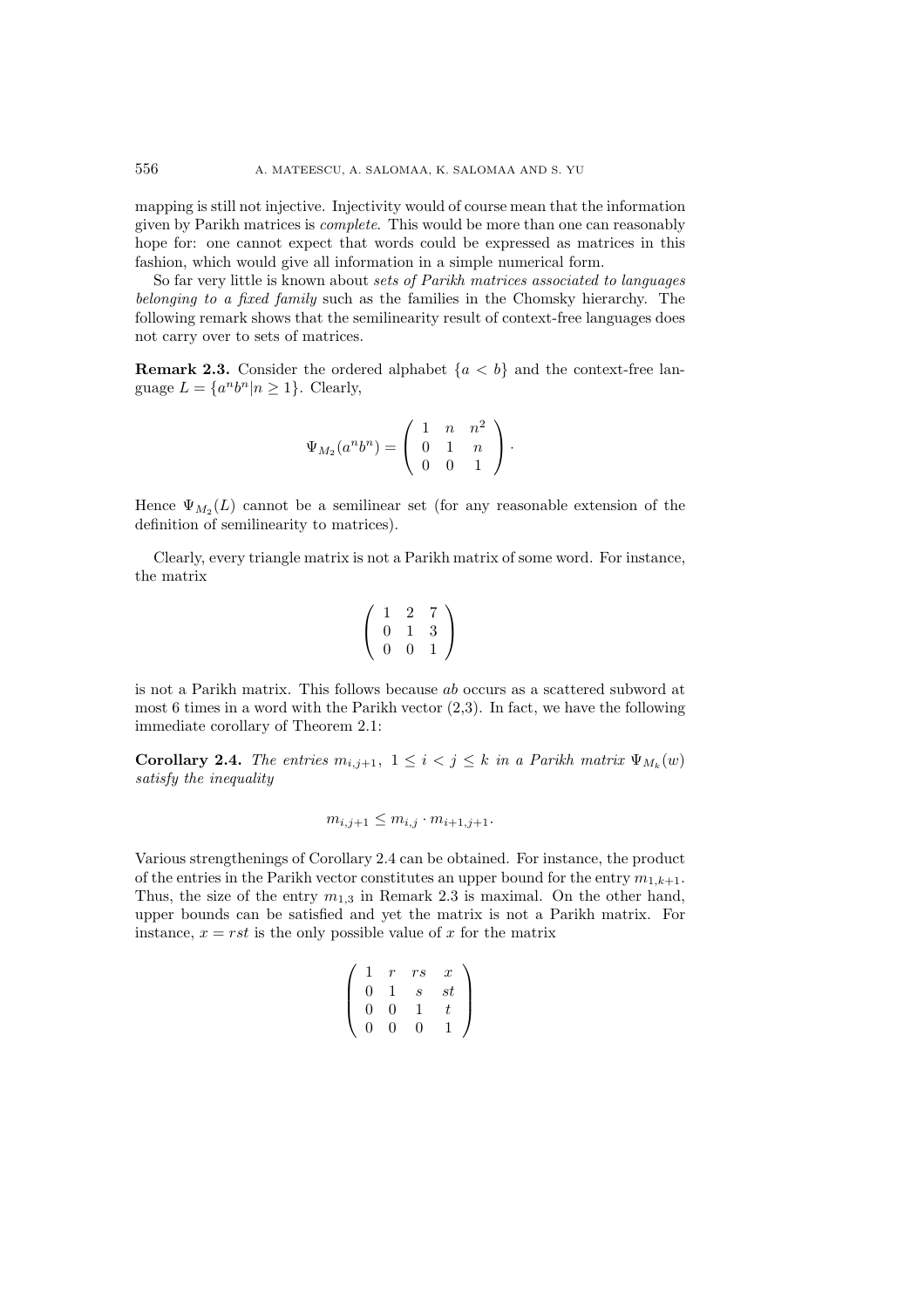mapping is still not injective. Injectivity would of course mean that the information given by Parikh matrices is *complete*. This would be more than one can reasonably hope for: one cannot expect that words could be expressed as matrices in this fashion, which would give all information in a simple numerical form.

So far very little is known about *sets of Parikh matrices associated to languages belonging to a fixed family* such as the families in the Chomsky hierarchy. The following remark shows that the semilinearity result of context-free languages does not carry over to sets of matrices.

**Remark 2.3.** Consider the ordered alphabet $\{a < b\}$ and the context-free language $L = \{a^n b^n | n \geq 1\}$. Clearly,

$$\Psi_{M_2}(a^n b^n) = \begin{pmatrix} 1 & n & n^2 \\ 0 & 1 & n \\ 0 & 0 & 1 \end{pmatrix}.$$

Hence $\Psi_{M_2}(L)$ cannot be a semilinear set (for any reasonable extension of the definition of semilinearity to matrices).

Clearly, every triangle matrix is not a Parikh matrix of some word. For instance, the matrix

$$\begin{pmatrix} 1 & 2 & 7 \\ 0 & 1 & 3 \\ 0 & 0 & 1 \end{pmatrix}$$

is not a Parikh matrix. This follows because $ab$ occurs as a scattered subword at most 6 times in a word with the Parikh vector (2,3). In fact, we have the following immediate corollary of Theorem 2.1:

**Corollary 2.4.** *The entries $m_{i,j+1}$, $1 \leq i < j \leq k$ in a Parikh matrix $\Psi_{M_k}(w)$ satisfy the inequality*

$$m_{i,j+1} \leq m_{i,j} \cdot m_{i+1,j+1}.$$

Various strengthenings of Corollary 2.4 can be obtained. For instance, the product of the entries in the Parikh vector constitutes an upper bound for the entry $m_{1,k+1}$. Thus, the size of the entry $m_{1,3}$ in Remark 2.3 is maximal. On the other hand, upper bounds can be satisfied and yet the matrix is not a Parikh matrix. For instance, $x = rst$ is the only possible value of $x$ for the matrix

$$\begin{pmatrix} 1 & r & rs & x \\ 0 & 1 & s & st \\ 0 & 0 & 1 & t \\ 0 & 0 & 0 & 1 \end{pmatrix}$$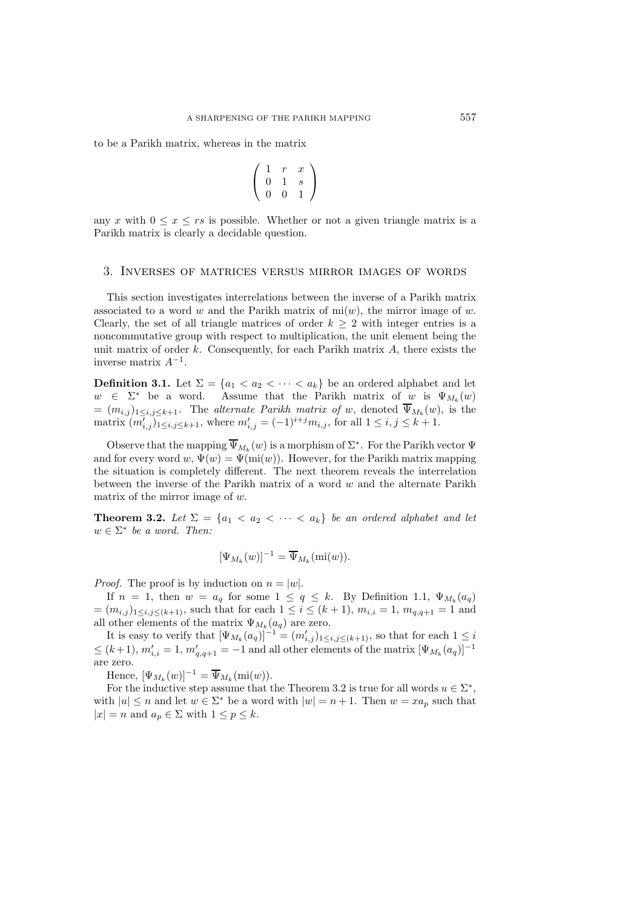to be a Parikh matrix, whereas in the matrix

$$\begin{pmatrix} 1 & r & x \\ 0 & 1 & s \\ 0 & 0 & 1 \end{pmatrix}$$

any $x$ with $0 \leq x \leq rs$ is possible. Whether or not a given triangle matrix is a Parikh matrix is clearly a decidable question.

## 3. Inverses of matrices versus mirror images of words

This section investigates interrelations between the inverse of a Parikh matrix associated to a word $w$ and the Parikh matrix of $\mathrm{mi}(w)$, the mirror image of $w$. Clearly, the set of all triangle matrices of order $k \geq 2$ with integer entries is a noncommutative group with respect to multiplication, the unit element being the unit matrix of order $k$. Consequently, for each Parikh matrix $A$, there exists the inverse matrix $A^{-1}$.

**Definition 3.1.** Let $\Sigma = \{a_1 < a_2 < \cdots < a_k\}$ be an ordered alphabet and let $w \in \Sigma^*$ be a word. Assume that the Parikh matrix of $w$ is $\Psi_{M_k}(w) = (m_{i,j})_{1 \leq i,j \leq k+1}$. The *alternate Parikh matrix of* $w$, denoted $\overline{\Psi}_{M_k}(w)$, is the matrix $(m'_{i,j})_{1 \leq i,j \leq k+1}$, where $m'_{i,j} = (-1)^{i+j} m_{i,j}$, for all $1 \leq i, j \leq k+1$.

Observe that the mapping $\overline{\Psi}_{M_k}(w)$ is a morphism of $\Sigma^*$. For the Parikh vector $\Psi$ and for every word $w$, $\Psi(w) = \Psi(\mathrm{mi}(w))$. However, for the Parikh matrix mapping the situation is completely different. The next theorem reveals the interrelation between the inverse of the Parikh matrix of a word $w$ and the alternate Parikh matrix of the mirror image of $w$.

**Theorem 3.2.** *Let $\Sigma = \{a_1 < a_2 < \cdots < a_k\}$ be an ordered alphabet and let $w \in \Sigma^*$ be a word. Then:*

$$[\Psi_{M_k}(w)]^{-1} = \overline{\Psi}_{M_k}(\mathrm{mi}(w)).$$

*Proof.* The proof is by induction on $n = |w|$.

If $n = 1$, then $w = a_q$ for some $1 \leq q \leq k$. By Definition 1.1, $\Psi_{M_k}(a_q) = (m_{i,j})_{1 \leq i,j \leq (k+1)}$, such that for each $1 \leq i \leq (k+1)$, $m_{i,i} = 1$, $m_{q,q+1} = 1$ and all other elements of the matrix $\Psi_{M_k}(a_q)$ are zero.

It is easy to verify that $[\Psi_{M_k}(a_q)]^{-1} = (m'_{i,j})_{1 \leq i,j \leq (k+1)}$, so that for each $1 \leq i \leq (k+1)$, $m'_{i,i} = 1$, $m'_{q,q+1} = -1$ and all other elements of the matrix $[\Psi_{M_k}(a_q)]^{-1}$ are zero.

Hence, $[\Psi_{M_k}(w)]^{-1} = \overline{\Psi}_{M_k}(\mathrm{mi}(w))$.

For the inductive step assume that the Theorem 3.2 is true for all words $u \in \Sigma^*$, with $|u| \leq n$ and let $w \in \Sigma^*$ be a word with $|w| = n+1$. Then $w = xa_p$ such that $|x| = n$ and $a_p \in \Sigma$ with $1 \leq p \leq k$.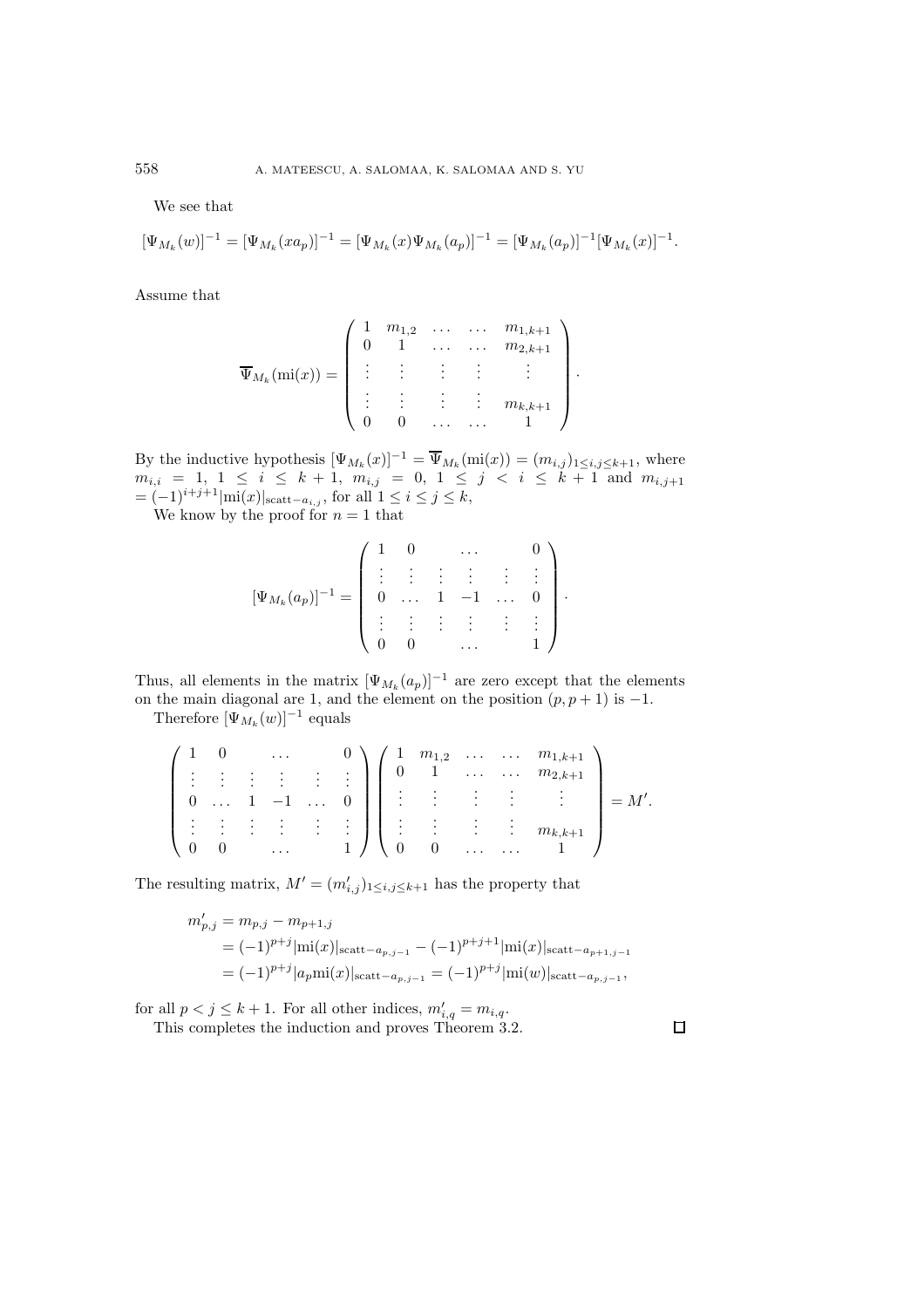We see that

$$[\Psi_{M_k}(w)]^{-1} = [\Psi_{M_k}(xa_p)]^{-1} = [\Psi_{M_k}(x)\Psi_{M_k}(a_p)]^{-1} = [\Psi_{M_k}(a_p)]^{-1}[\Psi_{M_k}(x)]^{-1}.$$

Assume that

$$\overline{\Psi}_{M_k}(\mathrm{mi}(x)) = \begin{pmatrix} 1 & m_{1,2} & \dots & \dots & m_{1,k+1} \\ 0 & 1 & \dots & \dots & m_{2,k+1} \\ \vdots & \vdots & \vdots & \vdots & \vdots \\ \vdots & \vdots & \vdots & \vdots & m_{k,k+1} \\ 0 & 0 & \dots & \dots & 1 \end{pmatrix}.$$

By the inductive hypothesis $[\Psi_{M_k}(x)]^{-1} = \overline{\Psi}_{M_k}(\mathrm{mi}(x)) = (m_{i,j})_{1 \le i,j \le k+1}$, where $m_{i,i} = 1$, $1 \le i \le k+1$, $m_{i,j} = 0$, $1 \le j < i \le k+1$ and $m_{i,j+1} = (-1)^{i+j+1}|\mathrm{mi}(x)|_{\mathrm{scatt}-a_{i,j}}$, for all $1 \le i \le j \le k$,

We know by the proof for $n = 1$ that

$$[\Psi_{M_k}(a_p)]^{-1} = \begin{pmatrix} 1 & 0 & & \dots & & 0 \\ \vdots & \vdots & \vdots & \vdots & \vdots & \vdots \\ 0 & \dots & 1 & -1 & \dots & 0 \\ \vdots & \vdots & \vdots & \vdots & \vdots & \vdots \\ 0 & 0 & & \dots & & 1 \end{pmatrix}.$$

Thus, all elements in the matrix $[\Psi_{M_k}(a_p)]^{-1}$ are zero except that the elements on the main diagonal are 1, and the element on the position $(p, p+1)$ is $-1$.

Therefore $[\Psi_{M_k}(w)]^{-1}$ equals

$$\begin{pmatrix} 1 & 0 & & \dots & & 0 \\ \vdots & \vdots & \vdots & \vdots & \vdots & \vdots \\ 0 & \dots & 1 & -1 & \dots & 0 \\ \vdots & \vdots & \vdots & \vdots & \vdots & \vdots \\ 0 & 0 & & \dots & & 1 \end{pmatrix} \begin{pmatrix} 1 & m_{1,2} & \dots & \dots & m_{1,k+1} \\ 0 & 1 & \dots & \dots & m_{2,k+1} \\ \vdots & \vdots & \vdots & \vdots & \vdots \\ \vdots & \vdots & \vdots & \vdots & m_{k,k+1} \\ 0 & 0 & \dots & \dots & 1 \end{pmatrix} = M'.$$

The resulting matrix, $M' = (m'_{i,j})_{1 \le i,j \le k+1}$ has the property that

$$\begin{aligned} m'_{p,j} &= m_{p,j} - m_{p+1,j} \\ &= (-1)^{p+j}|\mathrm{mi}(x)|_{\mathrm{scatt}-a_{p,j-1}} - (-1)^{p+j+1}|\mathrm{mi}(x)|_{\mathrm{scatt}-a_{p+1,j-1}} \\ &= (-1)^{p+j}|a_p\mathrm{mi}(x)|_{\mathrm{scatt}-a_{p,j-1}} = (-1)^{p+j}|\mathrm{mi}(w)|_{\mathrm{scatt}-a_{p,j-1}}, \end{aligned}$$

for all $p < j \le k+1$. For all other indices, $m'_{i,q} = m_{i,q}$.

This completes the induction and proves Theorem 3.2. $\square$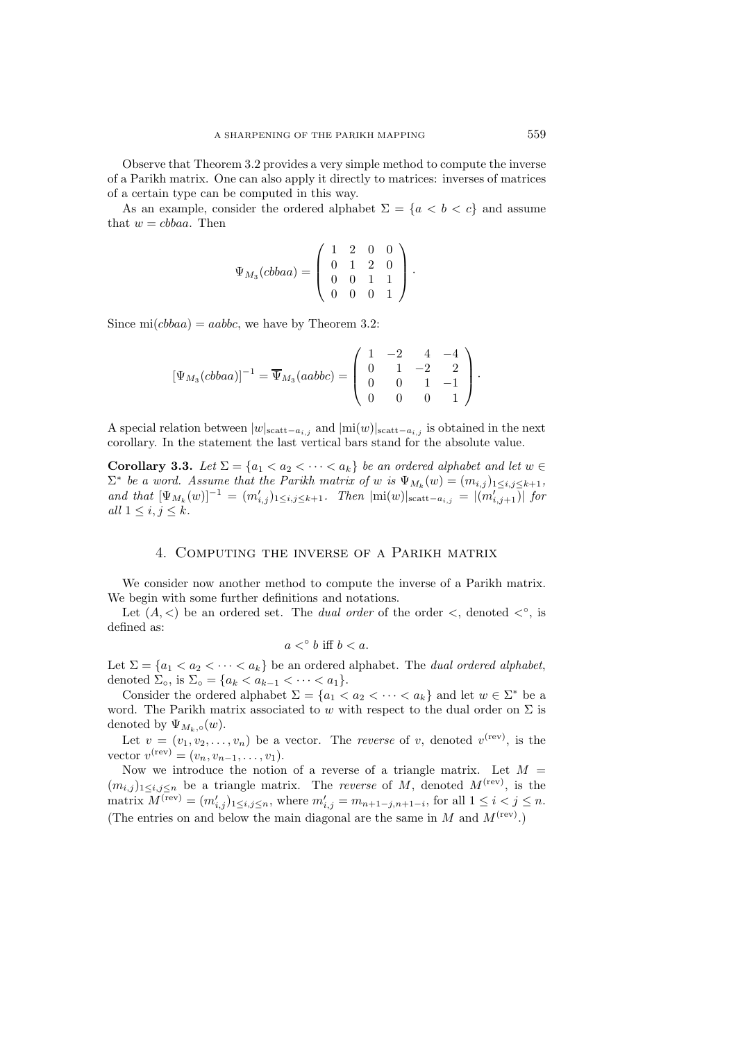Observe that Theorem 3.2 provides a very simple method to compute the inverse of a Parikh matrix. One can also apply it directly to matrices: inverses of matrices of a certain type can be computed in this way.

As an example, consider the ordered alphabet $\Sigma = \{a < b < c\}$ and assume that $w = cbbaa$. Then

$$\Psi_{M_3}(cbbaa) = \begin{pmatrix} 1 & 2 & 0 & 0 \\ 0 & 1 & 2 & 0 \\ 0 & 0 & 1 & 1 \\ 0 & 0 & 0 & 1 \end{pmatrix}.$$

Since $\mathrm{mi}(cbbaa) = aabbc$, we have by Theorem 3.2:

$$[\Psi_{M_3}(cbbaa)]^{-1} = \overline{\Psi}_{M_3}(aabbc) = \begin{pmatrix} 1 & -2 & 4 & -4 \\ 0 & 1 & -2 & 2 \\ 0 & 0 & 1 & -1 \\ 0 & 0 & 0 & 1 \end{pmatrix}.$$

A special relation between $|w|_{\mathrm{scatt}-a_{i,j}}$ and $|\mathrm{mi}(w)|_{\mathrm{scatt}-a_{i,j}}$ is obtained in the next corollary. In the statement the last vertical bars stand for the absolute value.

**Corollary 3.3.** *Let $\Sigma = \{a_1 < a_2 < \cdots < a_k\}$ be an ordered alphabet and let $w \in \Sigma^*$ be a word. Assume that the Parikh matrix of $w$ is $\Psi_{M_k}(w) = (m_{i,j})_{1 \le i,j \le k+1}$, and that $[\Psi_{M_k}(w)]^{-1} = (m'_{i,j})_{1 \le i,j \le k+1}$. Then $|\mathrm{mi}(w)|_{\mathrm{scatt}-a_{i,j}} = |(m'_{i,j+1})|$ for all $1 \le i, j \le k$.*

## 4. Computing the inverse of a Parikh matrix

We consider now another method to compute the inverse of a Parikh matrix. We begin with some further definitions and notations.

Let $(A, <)$ be an ordered set. The *dual order* of the order $<$, denoted $<^\circ$, is defined as:

$$a <^\circ b \text{ iff } b < a.$$

Let $\Sigma = \{a_1 < a_2 < \cdots < a_k\}$ be an ordered alphabet. The *dual ordered alphabet*, denoted $\Sigma_\circ$, is $\Sigma_\circ = \{a_k < a_{k-1} < \cdots < a_1\}$.

Consider the ordered alphabet $\Sigma = \{a_1 < a_2 < \cdots < a_k\}$ and let $w \in \Sigma^*$ be a word. The Parikh matrix associated to $w$ with respect to the dual order on $\Sigma$ is denoted by $\Psi_{M_k,\circ}(w)$.

Let $v = (v_1, v_2, \ldots, v_n)$ be a vector. The *reverse* of $v$, denoted $v^{(\mathrm{rev})}$, is the vector $v^{(\mathrm{rev})} = (v_n, v_{n-1}, \ldots, v_1)$.

Now we introduce the notion of a reverse of a triangle matrix. Let $M = (m_{i,j})_{1 \le i,j \le n}$ be a triangle matrix. The *reverse* of $M$, denoted $M^{(\mathrm{rev})}$, is the matrix $M^{(\mathrm{rev})} = (m'_{i,j})_{1 \le i,j \le n}$, where $m'_{i,j} = m_{n+1-j,n+1-i}$, for all $1 \le i < j \le n$. (The entries on and below the main diagonal are the same in $M$ and $M^{(\mathrm{rev})}$.)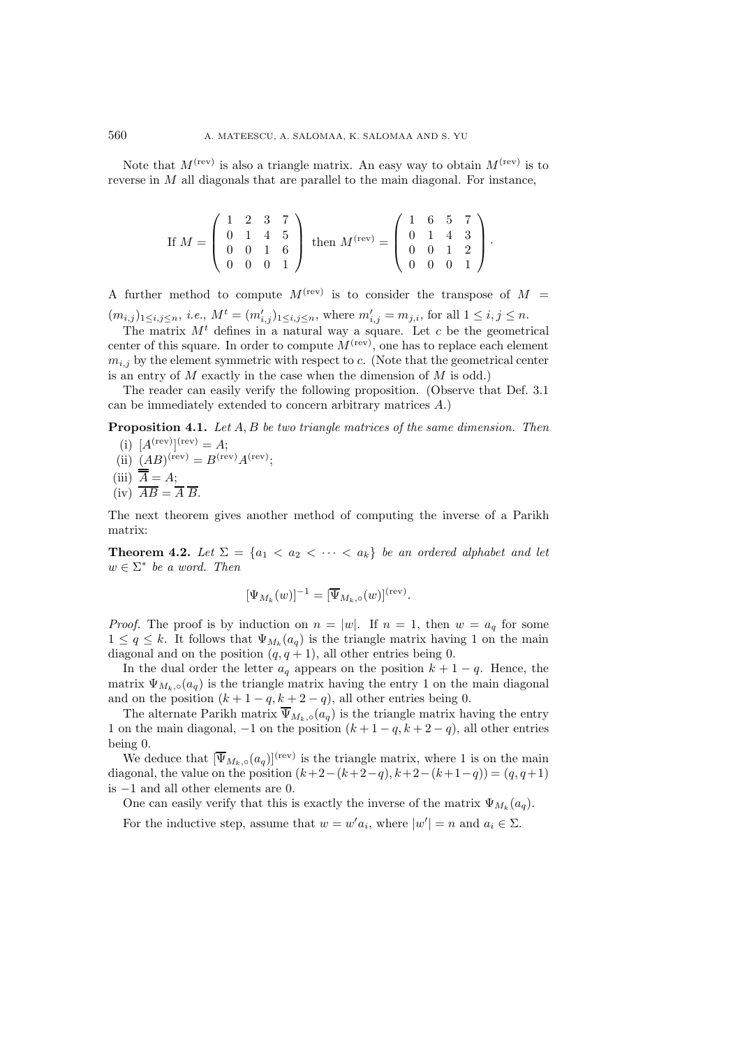Note that $M^{(\text{rev})}$ is also a triangle matrix. An easy way to obtain $M^{(\text{rev})}$ is to reverse in $M$ all diagonals that are parallel to the main diagonal. For instance,

$$\text{If } M = \begin{pmatrix} 1 & 2 & 3 & 7 \\ 0 & 1 & 4 & 5 \\ 0 & 0 & 1 & 6 \\ 0 & 0 & 0 & 1 \end{pmatrix} \text{ then } M^{(\text{rev})} = \begin{pmatrix} 1 & 6 & 5 & 7 \\ 0 & 1 & 4 & 3 \\ 0 & 0 & 1 & 2 \\ 0 & 0 & 0 & 1 \end{pmatrix}.$$

A further method to compute $M^{(\text{rev})}$ is to consider the transpose of $M = (m_{i,j})_{1 \le i,j \le n}$, *i.e.*, $M^t = (m'_{i,j})_{1 \le i,j \le n}$, where $m'_{i,j} = m_{j,i}$, for all $1 \le i, j \le n$.

The matrix $M^t$ defines in a natural way a square. Let $c$ be the geometrical center of this square. In order to compute $M^{(\text{rev})}$, one has to replace each element $m_{i,j}$ by the element symmetric with respect to $c$. (Note that the geometrical center is an entry of $M$ exactly in the case when the dimension of $M$ is odd.)

The reader can easily verify the following proposition. (Observe that Def. 3.1 can be immediately extended to concern arbitrary matrices $A$.)

**Proposition 4.1.** *Let $A, B$ be two triangle matrices of the same dimension. Then*

(i) $[A^{(\text{rev})}]^{(\text{rev})} = A$;

(ii) $(AB)^{(\text{rev})} = B^{(\text{rev})} A^{(\text{rev})}$;

(iii) $\overline{\overline{A}} = A$;

(iv) $\overline{AB} = \overline{A}\,\overline{B}$.

The next theorem gives another method of computing the inverse of a Parikh matrix:

**Theorem 4.2.** *Let $\Sigma = \{a_1 < a_2 < \cdots < a_k\}$ be an ordered alphabet and let $w \in \Sigma^*$ be a word. Then*

$$[\Psi_{M_k}(w)]^{-1} = [\overline{\Psi}_{M_k,\circ}(w)]^{(\text{rev})}.$$

*Proof.* The proof is by induction on $n = |w|$. If $n = 1$, then $w = a_q$ for some $1 \le q \le k$. It follows that $\Psi_{M_k}(a_q)$ is the triangle matrix having 1 on the main diagonal and on the position $(q, q+1)$, all other entries being 0.

In the dual order the letter $a_q$ appears on the position $k + 1 - q$. Hence, the matrix $\Psi_{M_k,\circ}(a_q)$ is the triangle matrix having the entry 1 on the main diagonal and on the position $(k + 1 - q, k + 2 - q)$, all other entries being 0.

The alternate Parikh matrix $\overline{\Psi}_{M_k,\circ}(a_q)$ is the triangle matrix having the entry 1 on the main diagonal, $-1$ on the position $(k + 1 - q, k + 2 - q)$, all other entries being 0.

We deduce that $[\overline{\Psi}_{M_k,\circ}(a_q)]^{(\text{rev})}$ is the triangle matrix, where 1 is on the main diagonal, the value on the position $(k+2-(k+2-q), k+2-(k+1-q)) = (q, q+1)$ is $-1$ and all other elements are 0.

One can easily verify that this is exactly the inverse of the matrix $\Psi_{M_k}(a_q)$.

For the inductive step, assume that $w = w'a_i$, where $|w'| = n$ and $a_i \in \Sigma$.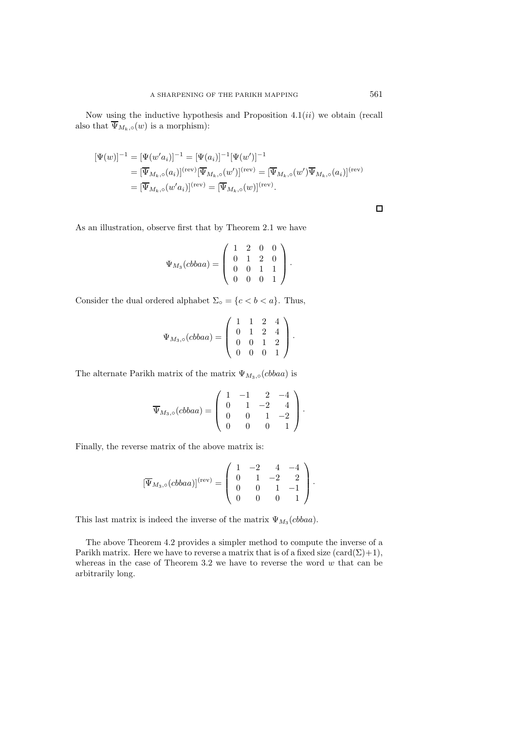Now using the inductive hypothesis and Proposition 4.1($ii$) we obtain (recall also that $\overline{\Psi}_{M_k,\circ}(w)$ is a morphism):

$$
\begin{aligned}
[\Psi(w)]^{-1} &= [\Psi(w'a_i)]^{-1} = [\Psi(a_i)]^{-1}[\Psi(w')]^{-1} \\
&= [\overline{\Psi}_{M_k,\circ}(a_i)]^{(\mathrm{rev})}[\overline{\Psi}_{M_k,\circ}(w')]^{(\mathrm{rev})} = [\overline{\Psi}_{M_k,\circ}(w')\overline{\Psi}_{M_k,\circ}(a_i)]^{(\mathrm{rev})} \\
&= [\overline{\Psi}_{M_k,\circ}(w'a_i)]^{(\mathrm{rev})} = [\overline{\Psi}_{M_k,\circ}(w)]^{(\mathrm{rev})}.
\end{aligned}
$$

□

As an illustration, observe first that by Theorem 2.1 we have

$$
\Psi_{M_3}(cbbaa) = \begin{pmatrix} 1 & 2 & 0 & 0 \\ 0 & 1 & 2 & 0 \\ 0 & 0 & 1 & 1 \\ 0 & 0 & 0 & 1 \end{pmatrix}.
$$

Consider the dual ordered alphabet $\Sigma_\circ = \{c < b < a\}$. Thus,

$$
\Psi_{M_3,\circ}(cbbaa) = \begin{pmatrix} 1 & 1 & 2 & 4 \\ 0 & 1 & 2 & 4 \\ 0 & 0 & 1 & 2 \\ 0 & 0 & 0 & 1 \end{pmatrix}.
$$

The alternate Parikh matrix of the matrix $\Psi_{M_3,\circ}(cbbaa)$ is

$$
\overline{\Psi}_{M_3,\circ}(cbbaa) = \begin{pmatrix} 1 & -1 & 2 & -4 \\ 0 & 1 & -2 & 4 \\ 0 & 0 & 1 & -2 \\ 0 & 0 & 0 & 1 \end{pmatrix}.
$$

Finally, the reverse matrix of the above matrix is:

$$
[\overline{\Psi}_{M_3,\circ}(cbbaa)]^{(\mathrm{rev})} = \begin{pmatrix} 1 & -2 & 4 & -4 \\ 0 & 1 & -2 & 2 \\ 0 & 0 & 1 & -1 \\ 0 & 0 & 0 & 1 \end{pmatrix}.
$$

This last matrix is indeed the inverse of the matrix $\Psi_{M_3}(cbbaa)$.

The above Theorem 4.2 provides a simpler method to compute the inverse of a Parikh matrix. Here we have to reverse a matrix that is of a fixed size $(\mathrm{card}(\Sigma)+1)$, whereas in the case of Theorem 3.2 we have to reverse the word $w$ that can be arbitrarily long.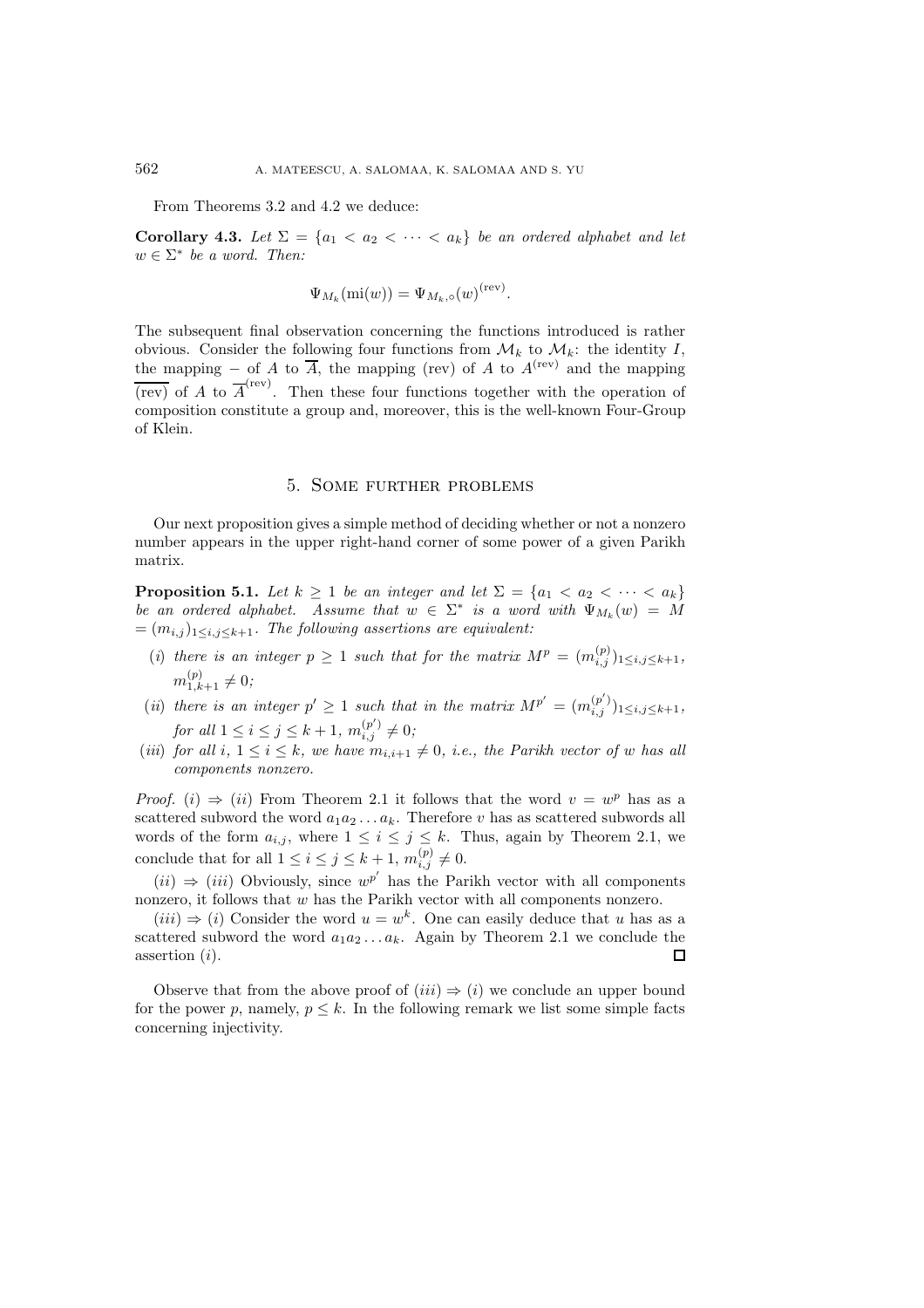From Theorems 3.2 and 4.2 we deduce:

**Corollary 4.3.** *Let $\Sigma = \{a_1 < a_2 < \cdots < a_k\}$ be an ordered alphabet and let $w \in \Sigma^*$ be a word. Then:*

$$\Psi_{M_k}(\mathrm{mi}(w)) = \Psi_{M_k,\circ}(w)^{(\mathrm{rev})}.$$

The subsequent final observation concerning the functions introduced is rather obvious. Consider the following four functions from $\mathcal{M}_k$ to $\mathcal{M}_k$: the identity $I$, the mapping $-$ of $A$ to $\overline{A}$, the mapping (rev) of $A$ to $A^{(\mathrm{rev})}$ and the mapping $\overline{(\mathrm{rev})}$ of $A$ to $\overline{A}^{(\mathrm{rev})}$. Then these four functions together with the operation of composition constitute a group and, moreover, this is the well-known Four-Group of Klein.

## 5. Some further problems

Our next proposition gives a simple method of deciding whether or not a nonzero number appears in the upper right-hand corner of some power of a given Parikh matrix.

**Proposition 5.1.** *Let $k \geq 1$ be an integer and let $\Sigma = \{a_1 < a_2 < \cdots < a_k\}$ be an ordered alphabet. Assume that $w \in \Sigma^*$ is a word with $\Psi_{M_k}(w) = M = (m_{i,j})_{1 \leq i,j \leq k+1}$. The following assertions are equivalent:*

- $(i)$ *there is an integer $p \geq 1$ such that for the matrix $M^p = (m^{(p)}_{i,j})_{1 \leq i,j \leq k+1}$, $m^{(p)}_{1,k+1} \neq 0$;*
- $(ii)$ *there is an integer $p' \geq 1$ such that in the matrix $M^{p'} = (m^{(p')}_{i,j})_{1 \leq i,j \leq k+1}$, for all $1 \leq i \leq j \leq k+1$, $m^{(p')}_{i,j} \neq 0$;*
- $(iii)$ *for all $i$, $1 \leq i \leq k$, we have $m_{i,i+1} \neq 0$, i.e., the Parikh vector of $w$ has all components nonzero.*

*Proof.* $(i) \Rightarrow (ii)$ From Theorem 2.1 it follows that the word $v = w^p$ has as a scattered subword the word $a_1 a_2 \ldots a_k$. Therefore $v$ has as scattered subwords all words of the form $a_{i,j}$, where $1 \leq i \leq j \leq k$. Thus, again by Theorem 2.1, we conclude that for all $1 \leq i \leq j \leq k+1$, $m^{(p)}_{i,j} \neq 0$.

$(ii) \Rightarrow (iii)$ Obviously, since $w^{p'}$ has the Parikh vector with all components nonzero, it follows that $w$ has the Parikh vector with all components nonzero.

$(iii) \Rightarrow (i)$ Consider the word $u = w^k$. One can easily deduce that $u$ has as a scattered subword the word $a_1 a_2 \ldots a_k$. Again by Theorem 2.1 we conclude the assertion $(i)$. $\square$

Observe that from the above proof of $(iii) \Rightarrow (i)$ we conclude an upper bound for the power $p$, namely, $p \leq k$. In the following remark we list some simple facts concerning injectivity.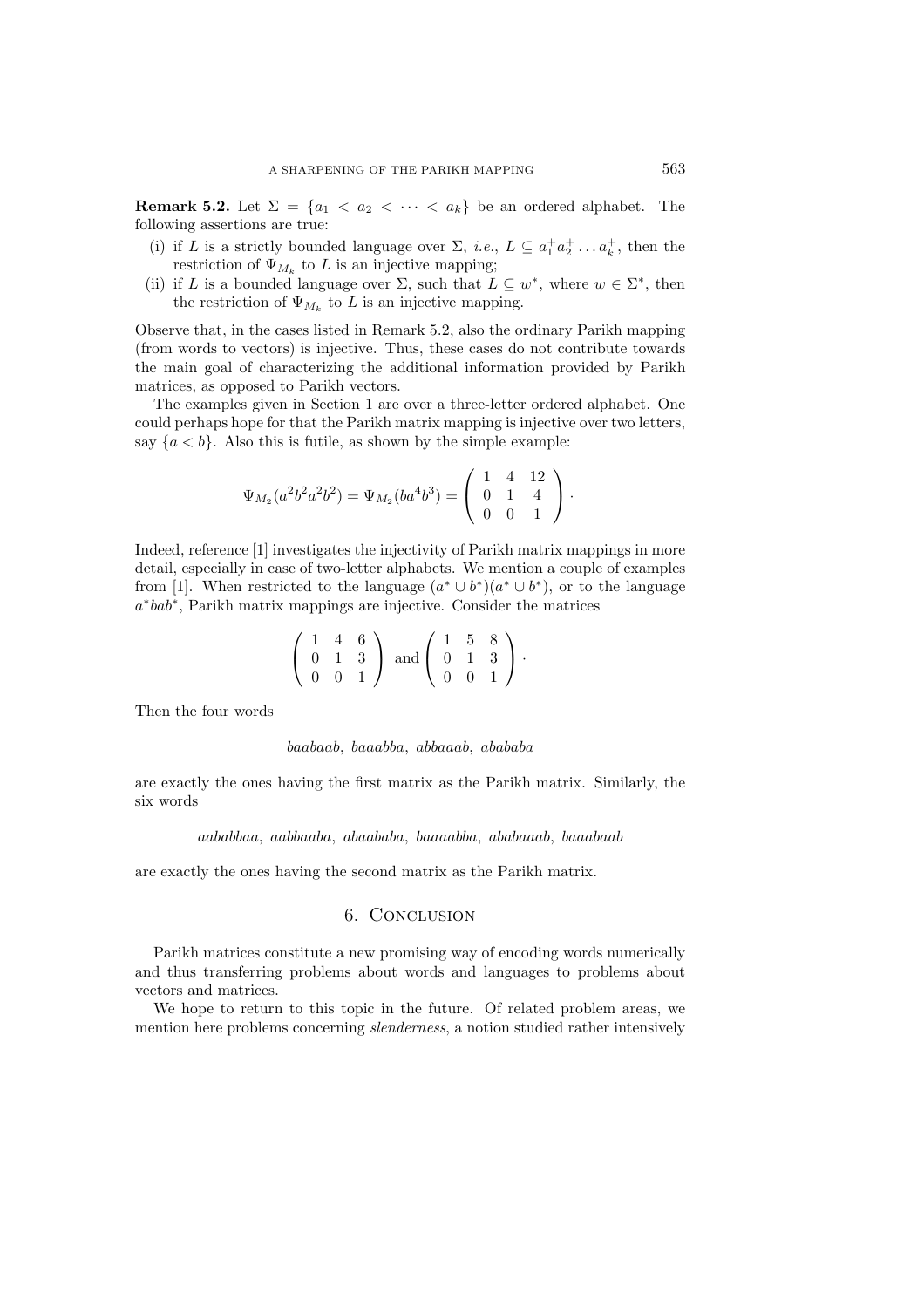**Remark 5.2.** Let $\Sigma = \{a_1 < a_2 < \cdots < a_k\}$ be an ordered alphabet. The following assertions are true:

(i) if $L$ is a strictly bounded language over $\Sigma$, *i.e.*, $L \subseteq a_1^+ a_2^+ \dots a_k^+$, then the restriction of $\Psi_{M_k}$ to $L$ is an injective mapping;

(ii) if $L$ is a bounded language over $\Sigma$, such that $L \subseteq w^*$, where $w \in \Sigma^*$, then the restriction of $\Psi_{M_k}$ to $L$ is an injective mapping.

Observe that, in the cases listed in Remark 5.2, also the ordinary Parikh mapping (from words to vectors) is injective. Thus, these cases do not contribute towards the main goal of characterizing the additional information provided by Parikh matrices, as opposed to Parikh vectors.

The examples given in Section 1 are over a three-letter ordered alphabet. One could perhaps hope for that the Parikh matrix mapping is injective over two letters, say $\{a < b\}$. Also this is futile, as shown by the simple example:

$$\Psi_{M_2}(a^2b^2a^2b^2) = \Psi_{M_2}(ba^4b^3) = \begin{pmatrix} 1 & 4 & 12 \\ 0 & 1 & 4 \\ 0 & 0 & 1 \end{pmatrix}.$$

Indeed, reference [1] investigates the injectivity of Parikh matrix mappings in more detail, especially in case of two-letter alphabets. We mention a couple of examples from [1]. When restricted to the language $(a^* \cup b^*)(a^* \cup b^*)$, or to the language $a^*bab^*$, Parikh matrix mappings are injective. Consider the matrices

$$\begin{pmatrix} 1 & 4 & 6 \\ 0 & 1 & 3 \\ 0 & 0 & 1 \end{pmatrix} \text{ and } \begin{pmatrix} 1 & 5 & 8 \\ 0 & 1 & 3 \\ 0 & 0 & 1 \end{pmatrix}.$$

Then the four words

*baabaab*, *baaabba*, *abbaaab*, *abababa*

are exactly the ones having the first matrix as the Parikh matrix. Similarly, the six words

*aababbaa*, *aabbaaba*, *abaababa*, *baaaabba*, *ababaaab*, *baaabaab*

are exactly the ones having the second matrix as the Parikh matrix.

## 6. Conclusion

Parikh matrices constitute a new promising way of encoding words numerically and thus transferring problems about words and languages to problems about vectors and matrices.

We hope to return to this topic in the future. Of related problem areas, we mention here problems concerning *slenderness*, a notion studied rather intensively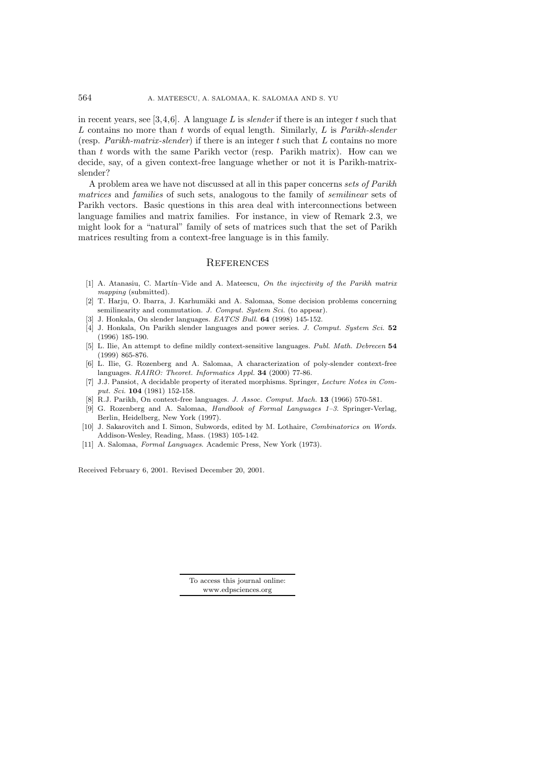in recent years, see [3,4,6]. A language $L$ is *slender* if there is an integer $t$ such that $L$ contains no more than $t$ words of equal length. Similarly, $L$ is *Parikh-slender* (resp. *Parikh-matrix-slender*) if there is an integer $t$ such that $L$ contains no more than $t$ words with the same Parikh vector (resp. Parikh matrix). How can we decide, say, of a given context-free language whether or not it is Parikh-matrix-slender?

A problem area we have not discussed at all in this paper concerns *sets of Parikh matrices* and *families* of such sets, analogous to the family of *semilinear* sets of Parikh vectors. Basic questions in this area deal with interconnections between language families and matrix families. For instance, in view of Remark 2.3, we might look for a "natural" family of sets of matrices such that the set of Parikh matrices resulting from a context-free language is in this family.

## References

[1] A. Atanasiu, C. Martín–Vide and A. Mateescu, *On the injectivity of the Parikh matrix mapping* (submitted).

[2] T. Harju, O. Ibarra, J. Karhumäki and A. Salomaa, Some decision problems concerning semilinearity and commutation. *J. Comput. System Sci.* (to appear).

[3] J. Honkala, On slender languages. *EATCS Bull.* **64** (1998) 145-152.

[4] J. Honkala, On Parikh slender languages and power series. *J. Comput. System Sci.* **52** (1996) 185-190.

[5] L. Ilie, An attempt to define mildly context-sensitive languages. *Publ. Math. Debrecen* **54** (1999) 865-876.

[6] L. Ilie, G. Rozenberg and A. Salomaa, A characterization of poly-slender context-free languages. *RAIRO: Theoret. Informatics Appl.* **34** (2000) 77-86.

[7] J.J. Pansiot, A decidable property of iterated morphisms. Springer, *Lecture Notes in Comput. Sci.* **104** (1981) 152-158.

[8] R.J. Parikh, On context-free languages. *J. Assoc. Comput. Mach.* **13** (1966) 570-581.

[9] G. Rozenberg and A. Salomaa, *Handbook of Formal Languages 1–3*. Springer-Verlag, Berlin, Heidelberg, New York (1997).

[10] J. Sakarovitch and I. Simon, Subwords, edited by M. Lothaire, *Combinatorics on Words*. Addison-Wesley, Reading, Mass. (1983) 105-142.

[11] A. Salomaa, *Formal Languages*. Academic Press, New York (1973).

Received February 6, 2001. Revised December 20, 2001.

To access this journal online:
www.edpsciences.org